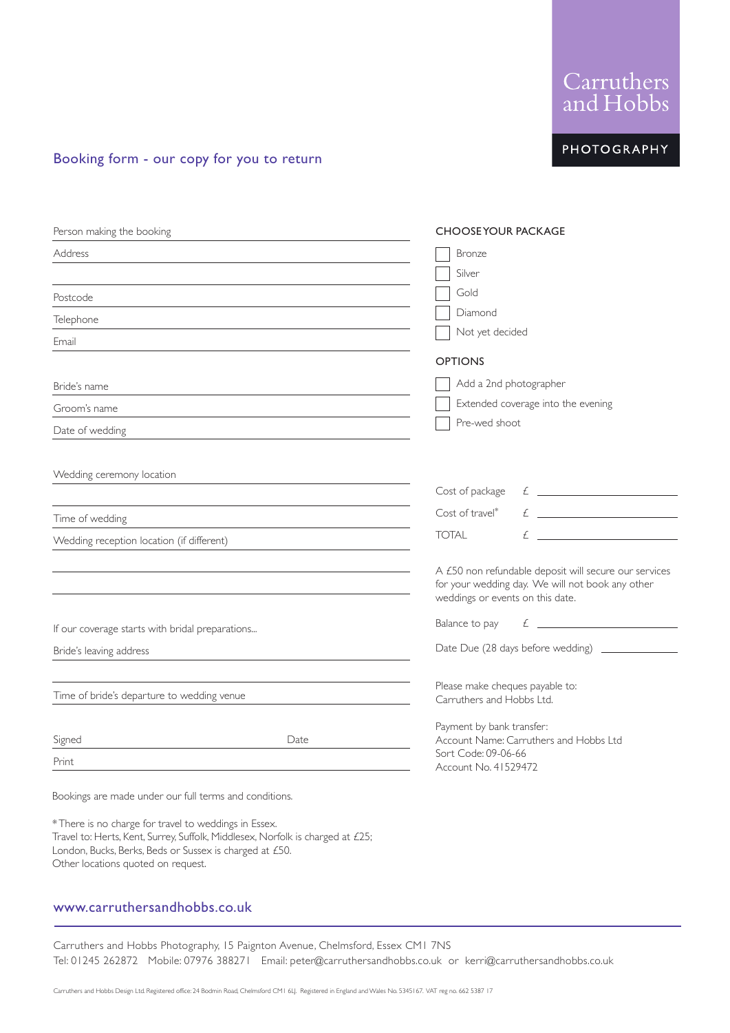Carruthers and Hobbs

PHOTOGRAPHY

## Booking form - our copy for you to return

Person making the booking

Address

Postcode

Telephone

Email

Bride's name

Groom's name

Date of wedding

Wedding ceremony location

Time of wedding

Wedding reception location (if different)

If our coverage starts with bridal preparations...

Bride's leaving address

Time of bride's departure to wedding venue

Signed  Date

Print

**CHOOSE YOUR PACKAGE**

- [ ] Bronze
- [ ] Silver
- [ ] Gold
- [ ] Diamond
- [ ] Not yet decided

**OPTIONS**

- [ ] Add a 2nd photographer
- [ ] Extended coverage into the evening
- [ ] Pre-wed shoot

Cost of package £

Cost of travel* £

TOTAL £

A £50 non refundable deposit will secure our services for your wedding day. We will not book any other weddings or events on this date.

Balance to pay £

Date Due (28 days before wedding)

Please make cheques payable to:
Carruthers and Hobbs Ltd.

Payment by bank transfer:
Account Name: Carruthers and Hobbs Ltd
Sort Code: 09-06-66
Account No. 41529472

Bookings are made under our full terms and conditions.

*There is no charge for travel to weddings in Essex.
Travel to: Herts, Kent, Surrey, Suffolk, Middlesex, Norfolk is charged at £25;
London, Bucks, Berks, Beds or Sussex is charged at £50.
Other locations quoted on request.

www.carruthersandhobbs.co.uk

Carruthers and Hobbs Photography, 15 Paignton Avenue, Chelmsford, Essex CM1 7NS
Tel: 01245 262872 Mobile: 07976 388271 Email: peter@carruthersandhobbs.co.uk or kerri@carruthersandhobbs.co.uk

Carruthers and Hobbs Design Ltd. Registered office: 24 Bodmin Road, Chelmsford CM1 6LJ. Registered in England and Wales No. 5345167. VAT reg no. 662 5387 17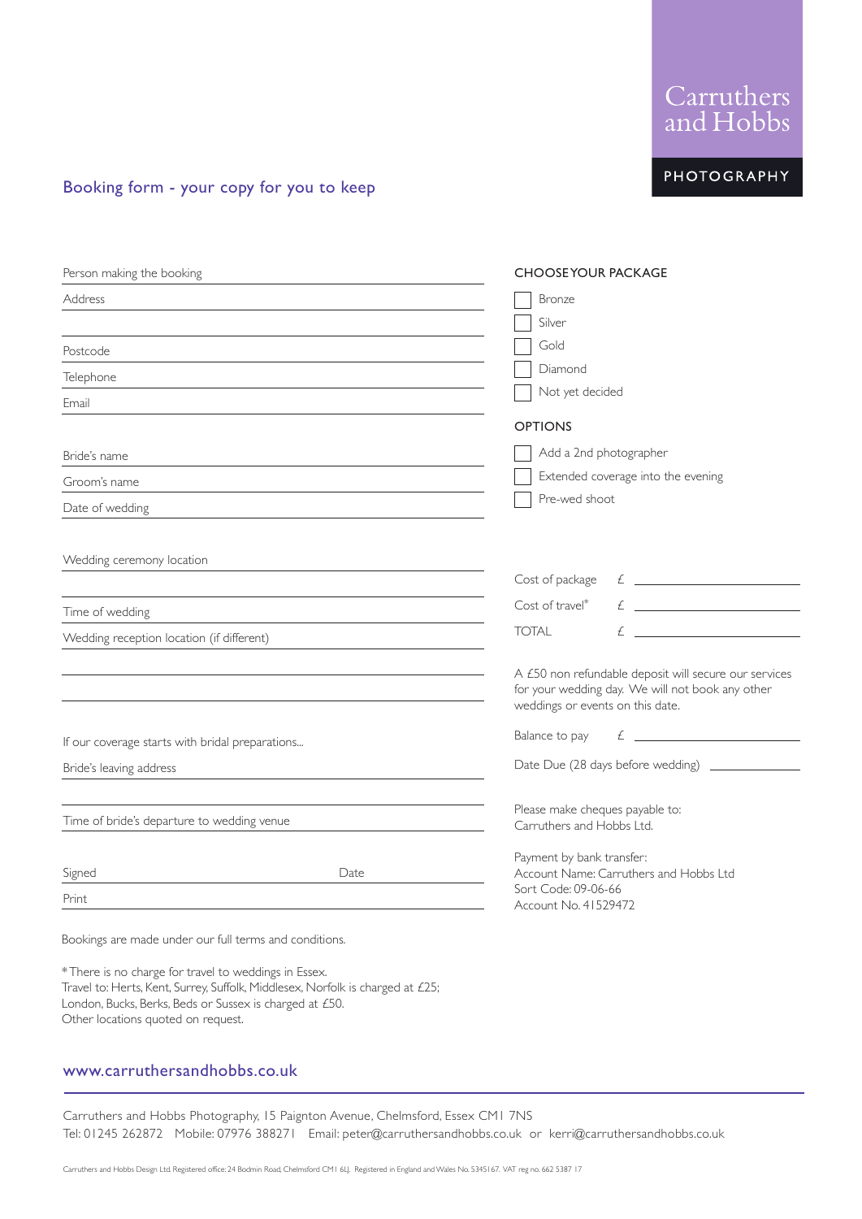Carruthers and Hobbs

PHOTOGRAPHY

## Booking form - your copy for you to keep

Person making the booking

Address

Postcode

Telephone

Email

Bride's name

Groom's name

Date of wedding

Wedding ceremony location

Time of wedding

Wedding reception location (if different)

If our coverage starts with bridal preparations...

Bride's leaving address

Time of bride's departure to wedding venue

Signed                                    Date

Print

### CHOOSE YOUR PACKAGE

- ☐ Bronze
- ☐ Silver
- ☐ Gold
- ☐ Diamond
- ☐ Not yet decided

### OPTIONS

- ☐ Add a 2nd photographer
- ☐ Extended coverage into the evening
- ☐ Pre-wed shoot

Cost of package £ ____________

Cost of travel* £ ____________

TOTAL £ ____________

A £50 non refundable deposit will secure our services for your wedding day. We will not book any other weddings or events on this date.

Balance to pay £ ____________

Date Due (28 days before wedding) ____________

Please make cheques payable to:
Carruthers and Hobbs Ltd.

Payment by bank transfer:
Account Name: Carruthers and Hobbs Ltd
Sort Code: 09-06-66
Account No. 41529472

Bookings are made under our full terms and conditions.

*There is no charge for travel to weddings in Essex.
Travel to: Herts, Kent, Surrey, Suffolk, Middlesex, Norfolk is charged at £25;
London, Bucks, Berks, Beds or Sussex is charged at £50.
Other locations quoted on request.

www.carruthersandhobbs.co.uk

Carruthers and Hobbs Photography, 15 Paignton Avenue, Chelmsford, Essex CM1 7NS
Tel: 01245 262872 Mobile: 07976 388271 Email: peter@carruthersandhobbs.co.uk or kerri@carruthersandhobbs.co.uk

Carruthers and Hobbs Design Ltd. Registered office: 24 Bodmin Road, Chelmsford CM1 6LJ. Registered in England and Wales No. 5345167. VAT reg no. 662 5387 17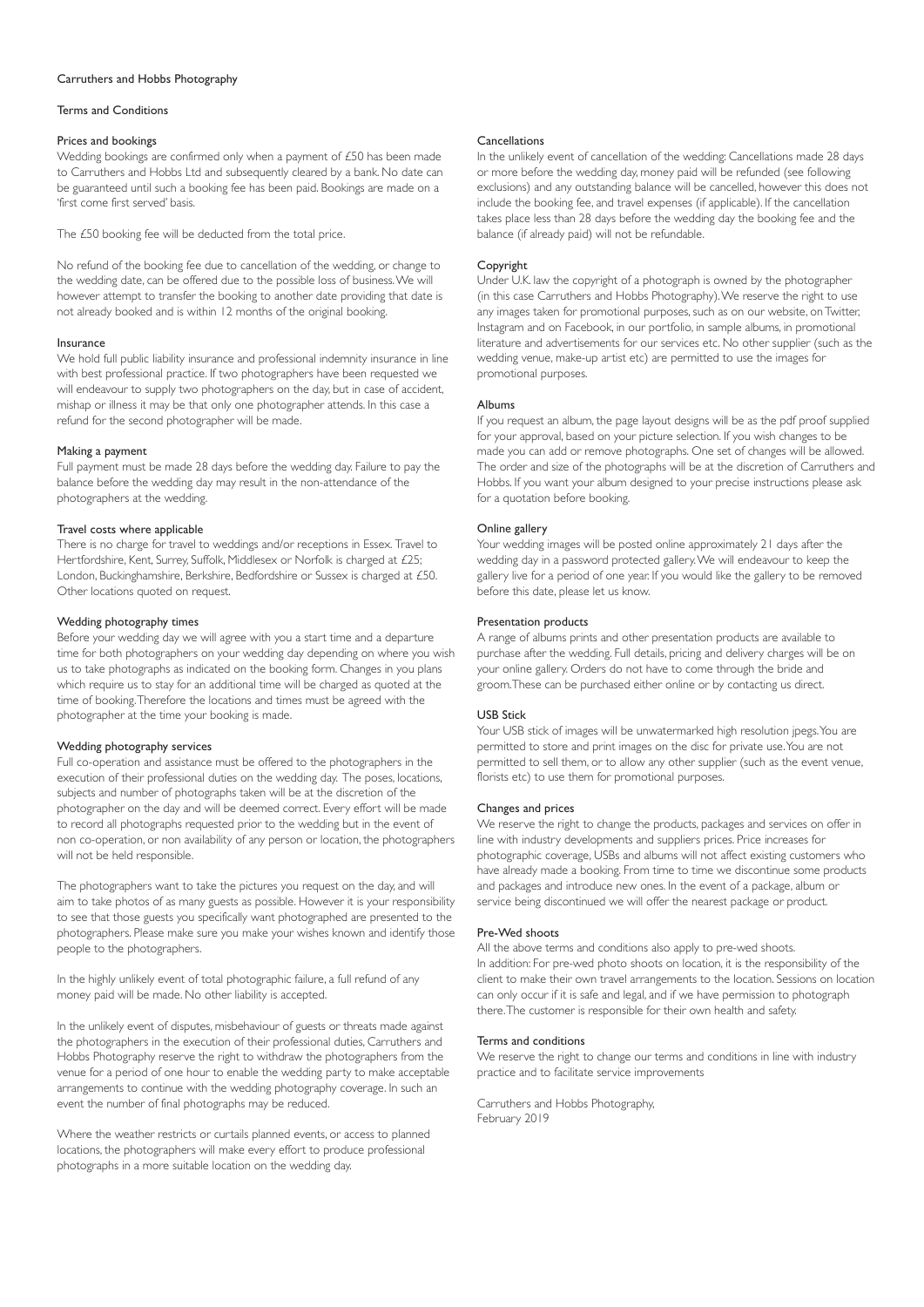Carruthers and Hobbs Photography

Terms and Conditions

## Prices and bookings

Wedding bookings are confirmed only when a payment of £50 has been made to Carruthers and Hobbs Ltd and subsequently cleared by a bank. No date can be guaranteed until such a booking fee has been paid. Bookings are made on a 'first come first served' basis.

The £50 booking fee will be deducted from the total price.

No refund of the booking fee due to cancellation of the wedding, or change to the wedding date, can be offered due to the possible loss of business. We will however attempt to transfer the booking to another date providing that date is not already booked and is within 12 months of the original booking.

## Insurance

We hold full public liability insurance and professional indemnity insurance in line with best professional practice. If two photographers have been requested we will endeavour to supply two photographers on the day, but in case of accident, mishap or illness it may be that only one photographer attends. In this case a refund for the second photographer will be made.

## Making a payment

Full payment must be made 28 days before the wedding day. Failure to pay the balance before the wedding day may result in the non-attendance of the photographers at the wedding.

## Travel costs where applicable

There is no charge for travel to weddings and/or receptions in Essex. Travel to Hertfordshire, Kent, Surrey, Suffolk, Middlesex or Norfolk is charged at £25; London, Buckinghamshire, Berkshire, Bedfordshire or Sussex is charged at £50. Other locations quoted on request.

## Wedding photography times

Before your wedding day we will agree with you a start time and a departure time for both photographers on your wedding day depending on where you wish us to take photographs as indicated on the booking form. Changes in you plans which require us to stay for an additional time will be charged as quoted at the time of booking. Therefore the locations and times must be agreed with the photographer at the time your booking is made.

## Wedding photography services

Full co-operation and assistance must be offered to the photographers in the execution of their professional duties on the wedding day. The poses, locations, subjects and number of photographs taken will be at the discretion of the photographer on the day and will be deemed correct. Every effort will be made to record all photographs requested prior to the wedding but in the event of non co-operation, or non availability of any person or location, the photographers will not be held responsible.

The photographers want to take the pictures you request on the day, and will aim to take photos of as many guests as possible. However it is your responsibility to see that those guests you specifically want photographed are presented to the photographers. Please make sure you make your wishes known and identify those people to the photographers.

In the highly unlikely event of total photographic failure, a full refund of any money paid will be made. No other liability is accepted.

In the unlikely event of disputes, misbehaviour of guests or threats made against the photographers in the execution of their professional duties, Carruthers and Hobbs Photography reserve the right to withdraw the photographers from the venue for a period of one hour to enable the wedding party to make acceptable arrangements to continue with the wedding photography coverage. In such an event the number of final photographs may be reduced.

Where the weather restricts or curtails planned events, or access to planned locations, the photographers will make every effort to produce professional photographs in a more suitable location on the wedding day.

## Cancellations

In the unlikely event of cancellation of the wedding: Cancellations made 28 days or more before the wedding day, money paid will be refunded (see following exclusions) and any outstanding balance will be cancelled, however this does not include the booking fee, and travel expenses (if applicable). If the cancellation takes place less than 28 days before the wedding day the booking fee and the balance (if already paid) will not be refundable.

## Copyright

Under U.K. law the copyright of a photograph is owned by the photographer (in this case Carruthers and Hobbs Photography). We reserve the right to use any images taken for promotional purposes, such as on our website, on Twitter, Instagram and on Facebook, in our portfolio, in sample albums, in promotional literature and advertisements for our services etc. No other supplier (such as the wedding venue, make-up artist etc) are permitted to use the images for promotional purposes.

## Albums

If you request an album, the page layout designs will be as the pdf proof supplied for your approval, based on your picture selection. If you wish changes to be made you can add or remove photographs. One set of changes will be allowed. The order and size of the photographs will be at the discretion of Carruthers and Hobbs. If you want your album designed to your precise instructions please ask for a quotation before booking.

## Online gallery

Your wedding images will be posted online approximately 21 days after the wedding day in a password protected gallery. We will endeavour to keep the gallery live for a period of one year. If you would like the gallery to be removed before this date, please let us know.

## Presentation products

A range of albums prints and other presentation products are available to purchase after the wedding. Full details, pricing and delivery charges will be on your online gallery. Orders do not have to come through the bride and groom. These can be purchased either online or by contacting us direct.

## USB Stick

Your USB stick of images will be unwatermarked high resolution jpegs. You are permitted to store and print images on the disc for private use. You are not permitted to sell them, or to allow any other supplier (such as the event venue, florists etc) to use them for promotional purposes.

## Changes and prices

We reserve the right to change the products, packages and services on offer in line with industry developments and suppliers prices. Price increases for photographic coverage, USBs and albums will not affect existing customers who have already made a booking. From time to time we discontinue some products and packages and introduce new ones. In the event of a package, album or service being discontinued we will offer the nearest package or product.

## Pre-Wed shoots

All the above terms and conditions also apply to pre-wed shoots.
In addition: For pre-wed photo shoots on location, it is the responsibility of the client to make their own travel arrangements to the location. Sessions on location can only occur if it is safe and legal, and if we have permission to photograph there. The customer is responsible for their own health and safety.

## Terms and conditions

We reserve the right to change our terms and conditions in line with industry practice and to facilitate service improvements

Carruthers and Hobbs Photography,
February 2019